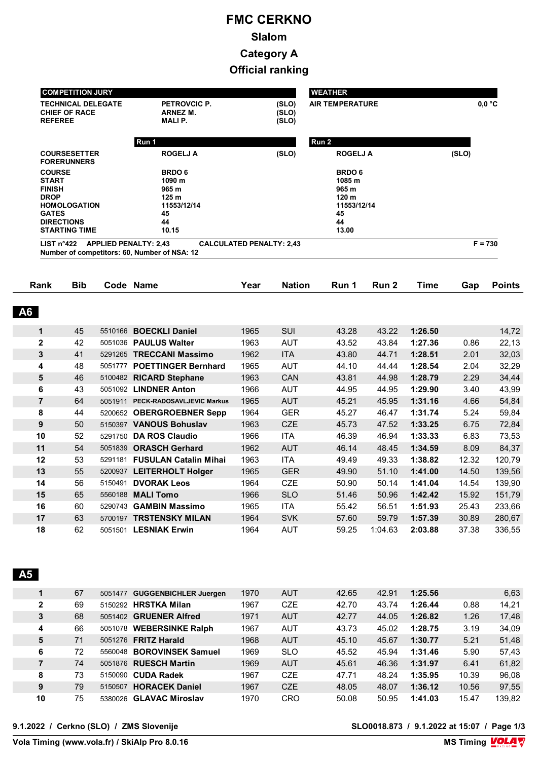# FMC CERKNO

## Slalom

## Category A

## Official ranking

| COMPETITION JURY | | | WEATHER | |
|---|---|---|---|---|
| TECHNICAL DELEGATE | PETROVCIC P. | (SLO) | AIR TEMPERATURE | 0,0 °C |
| CHIEF OF RACE | ARNEZ M. | (SLO) | | |
| REFEREE | MALI P. | (SLO) | | |

| | Run 1 | | Run 2 | |
|---|---|---|---|---|
| COURSESETTER | ROGELJ A | (SLO) | ROGELJ A | (SLO) |
| FORERUNNERS | | | | |
| COURSE | BRDO 6 | | BRDO 6 | |
| START | 1090 m | | 1085 m | |
| FINISH | 965 m | | 965 m | |
| DROP | 125 m | | 120 m | |
| HOMOLOGATION | 11553/12/14 | | 11553/12/14 | |
| GATES | 45 | | 45 | |
| DIRECTIONS | 44 | | 44 | |
| STARTING TIME | 10.15 | | 13.00 | |

LIST n°422 APPLIED PENALTY: 2,43 CALCULATED PENALTY: 2,43 F = 730

Number of competitors: 60, Number of NSA: 12

### A6

| Rank | Bib | Code | Name | Year | Nation | Run 1 | Run 2 | Time | Gap | Points |
|---|---|---|---|---|---|---|---|---|---|---|
| 1 | 45 | 5510166 | **BOECKLI Daniel** | 1965 | SUI | 43.28 | 43.22 | **1:26.50** | | 14,72 |
| 2 | 42 | 5051036 | **PAULUS Walter** | 1963 | AUT | 43.52 | 43.84 | **1:27.36** | 0.86 | 22,13 |
| 3 | 41 | 5291265 | **TRECCANI Massimo** | 1962 | ITA | 43.80 | 44.71 | **1:28.51** | 2.01 | 32,03 |
| 4 | 48 | 5051777 | **POETTINGER Bernhard** | 1965 | AUT | 44.10 | 44.44 | **1:28.54** | 2.04 | 32,29 |
| 5 | 46 | 5100482 | **RICARD Stephane** | 1963 | CAN | 43.81 | 44.98 | **1:28.79** | 2.29 | 34,44 |
| 6 | 43 | 5051092 | **LINDNER Anton** | 1966 | AUT | 44.95 | 44.95 | **1:29.90** | 3.40 | 43,99 |
| 7 | 64 | 5051911 | **PECK-RADOSAVLJEVIC Markus** | 1965 | AUT | 45.21 | 45.95 | **1:31.16** | 4.66 | 54,84 |
| 8 | 44 | 5200652 | **OBERGROEBNER Sepp** | 1964 | GER | 45.27 | 46.47 | **1:31.74** | 5.24 | 59,84 |
| 9 | 50 | 5150397 | **VANOUS Bohuslav** | 1963 | CZE | 45.73 | 47.52 | **1:33.25** | 6.75 | 72,84 |
| 10 | 52 | 5291750 | **DA ROS Claudio** | 1966 | ITA | 46.39 | 46.94 | **1:33.33** | 6.83 | 73,53 |
| 11 | 54 | 5051839 | **ORASCH Gerhard** | 1962 | AUT | 46.14 | 48.45 | **1:34.59** | 8.09 | 84,37 |
| 12 | 53 | 5291181 | **FUSULAN Catalin Mihai** | 1963 | ITA | 49.49 | 49.33 | **1:38.82** | 12.32 | 120,79 |
| 13 | 55 | 5200937 | **LEITERHOLT Holger** | 1965 | GER | 49.90 | 51.10 | **1:41.00** | 14.50 | 139,56 |
| 14 | 56 | 5150491 | **DVORAK Leos** | 1964 | CZE | 50.90 | 50.14 | **1:41.04** | 14.54 | 139,90 |
| 15 | 65 | 5560188 | **MALI Tomo** | 1966 | SLO | 51.46 | 50.96 | **1:42.42** | 15.92 | 151,79 |
| 16 | 60 | 5290743 | **GAMBIN Massimo** | 1965 | ITA | 55.42 | 56.51 | **1:51.93** | 25.43 | 233,66 |
| 17 | 63 | 5700197 | **TRSTENSKY MILAN** | 1964 | SVK | 57.60 | 59.79 | **1:57.39** | 30.89 | 280,67 |
| 18 | 62 | 5051501 | **LESNIAK Erwin** | 1964 | AUT | 59.25 | 1:04.63 | **2:03.88** | 37.38 | 336,55 |

### A5

| Rank | Bib | Code | Name | Year | Nation | Run 1 | Run 2 | Time | Gap | Points |
|---|---|---|---|---|---|---|---|---|---|---|
| 1 | 67 | 5051477 | **GUGGENBICHLER Juergen** | 1970 | AUT | 42.65 | 42.91 | **1:25.56** | | 6,63 |
| 2 | 69 | 5150292 | **HRSTKA Milan** | 1967 | CZE | 42.70 | 43.74 | **1:26.44** | 0.88 | 14,21 |
| 3 | 68 | 5051402 | **GRUENER Alfred** | 1971 | AUT | 42.77 | 44.05 | **1:26.82** | 1.26 | 17,48 |
| 4 | 66 | 5051078 | **WEBERSINKE Ralph** | 1967 | AUT | 43.73 | 45.02 | **1:28.75** | 3.19 | 34,09 |
| 5 | 71 | 5051276 | **FRITZ Harald** | 1968 | AUT | 45.10 | 45.67 | **1:30.77** | 5.21 | 51,48 |
| 6 | 72 | 5560048 | **BOROVINSEK Samuel** | 1969 | SLO | 45.52 | 45.94 | **1:31.46** | 5.90 | 57,43 |
| 7 | 74 | 5051876 | **RUESCH Martin** | 1969 | AUT | 45.61 | 46.36 | **1:31.97** | 6.41 | 61,82 |
| 8 | 73 | 5150090 | **CUDA Radek** | 1967 | CZE | 47.71 | 48.24 | **1:35.95** | 10.39 | 96,08 |
| 9 | 79 | 5150507 | **HORACEK Daniel** | 1967 | CZE | 48.05 | 48.07 | **1:36.12** | 10.56 | 97,55 |
| 10 | 75 | 5380026 | **GLAVAC Miroslav** | 1970 | CRO | 50.08 | 50.95 | **1:41.03** | 15.47 | 139,82 |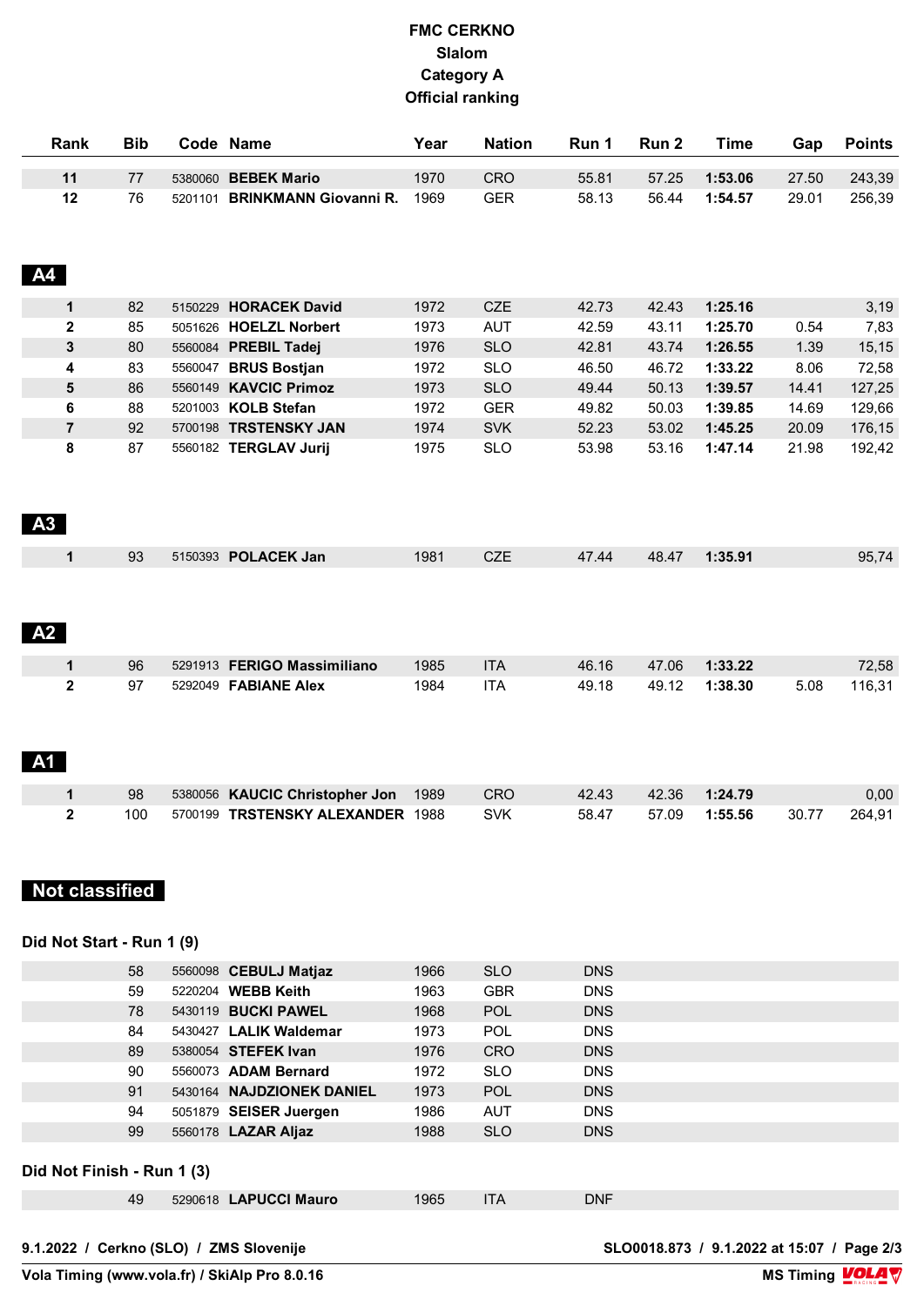# FMC CERKNO
## Slalom
## Category A
## Official ranking

| Rank | Bib | Code | Name | Year | Nation | Run 1 | Run 2 | Time | Gap | Points |
|---|---|---|---|---|---|---|---|---|---|---|
| **11** | 77 | 5380060 | **BEBEK Mario** | 1970 | CRO | 55.81 | 57.25 | **1:53.06** | 27.50 | 243,39 |
| **12** | 76 | 5201101 | **BRINKMANN Giovanni R.** | 1969 | GER | 58.13 | 56.44 | **1:54.57** | 29.01 | 256,39 |

### A4

| Rank | Bib | Code | Name | Year | Nation | Run 1 | Run 2 | Time | Gap | Points |
|---|---|---|---|---|---|---|---|---|---|---|
| **1** | 82 | 5150229 | **HORACEK David** | 1972 | CZE | 42.73 | 42.43 | **1:25.16** | | 3,19 |
| **2** | 85 | 5051626 | **HOELZL Norbert** | 1973 | AUT | 42.59 | 43.11 | **1:25.70** | 0.54 | 7,83 |
| **3** | 80 | 5560084 | **PREBIL Tadej** | 1976 | SLO | 42.81 | 43.74 | **1:26.55** | 1.39 | 15,15 |
| **4** | 83 | 5560047 | **BRUS Bostjan** | 1972 | SLO | 46.50 | 46.72 | **1:33.22** | 8.06 | 72,58 |
| **5** | 86 | 5560149 | **KAVCIC Primoz** | 1973 | SLO | 49.44 | 50.13 | **1:39.57** | 14.41 | 127,25 |
| **6** | 88 | 5201003 | **KOLB Stefan** | 1972 | GER | 49.82 | 50.03 | **1:39.85** | 14.69 | 129,66 |
| **7** | 92 | 5700198 | **TRSTENSKY JAN** | 1974 | SVK | 52.23 | 53.02 | **1:45.25** | 20.09 | 176,15 |
| **8** | 87 | 5560182 | **TERGLAV Jurij** | 1975 | SLO | 53.98 | 53.16 | **1:47.14** | 21.98 | 192,42 |

### A3

| Rank | Bib | Code | Name | Year | Nation | Run 1 | Run 2 | Time | Gap | Points |
|---|---|---|---|---|---|---|---|---|---|---|
| **1** | 93 | 5150393 | **POLACEK Jan** | 1981 | CZE | 47.44 | 48.47 | **1:35.91** | | 95,74 |

### A2

| Rank | Bib | Code | Name | Year | Nation | Run 1 | Run 2 | Time | Gap | Points |
|---|---|---|---|---|---|---|---|---|---|---|
| **1** | 96 | 5291913 | **FERIGO Massimiliano** | 1985 | ITA | 46.16 | 47.06 | **1:33.22** | | 72,58 |
| **2** | 97 | 5292049 | **FABIANE Alex** | 1984 | ITA | 49.18 | 49.12 | **1:38.30** | 5.08 | 116,31 |

### A1

| Rank | Bib | Code | Name | Year | Nation | Run 1 | Run 2 | Time | Gap | Points |
|---|---|---|---|---|---|---|---|---|---|---|
| **1** | 98 | 5380056 | **KAUCIC Christopher Jon** | 1989 | CRO | 42.43 | 42.36 | **1:24.79** | | 0,00 |
| **2** | 100 | 5700199 | **TRSTENSKY ALEXANDER** | 1988 | SVK | 58.47 | 57.09 | **1:55.56** | 30.77 | 264,91 |

## Not classified

### Did Not Start - Run 1 (9)

| Bib | Code | Name | Year | Nation | Status |
|---|---|---|---|---|---|
| 58 | 5560098 | **CEBULJ Matjaz** | 1966 | SLO | DNS |
| 59 | 5220204 | **WEBB Keith** | 1963 | GBR | DNS |
| 78 | 5430119 | **BUCKI PAWEL** | 1968 | POL | DNS |
| 84 | 5430427 | **LALIK Waldemar** | 1973 | POL | DNS |
| 89 | 5380054 | **STEFEK Ivan** | 1976 | CRO | DNS |
| 90 | 5560073 | **ADAM Bernard** | 1972 | SLO | DNS |
| 91 | 5430164 | **NAJDZIONEK DANIEL** | 1973 | POL | DNS |
| 94 | 5051879 | **SEISER Juergen** | 1986 | AUT | DNS |
| 99 | 5560178 | **LAZAR Aljaz** | 1988 | SLO | DNS |

### Did Not Finish - Run 1 (3)

| Bib | Code | Name | Year | Nation | Status |
|---|---|---|---|---|---|
| 49 | 5290618 | **LAPUCCI Mauro** | 1965 | ITA | DNF |

9.1.2022 / Cerkno (SLO) / ZMS Slovenije — SLO0018.873 / 9.1.2022 at 15:07

Vola Timing (www.vola.fr) / SkiAlp Pro 8.0.16 — MS Timing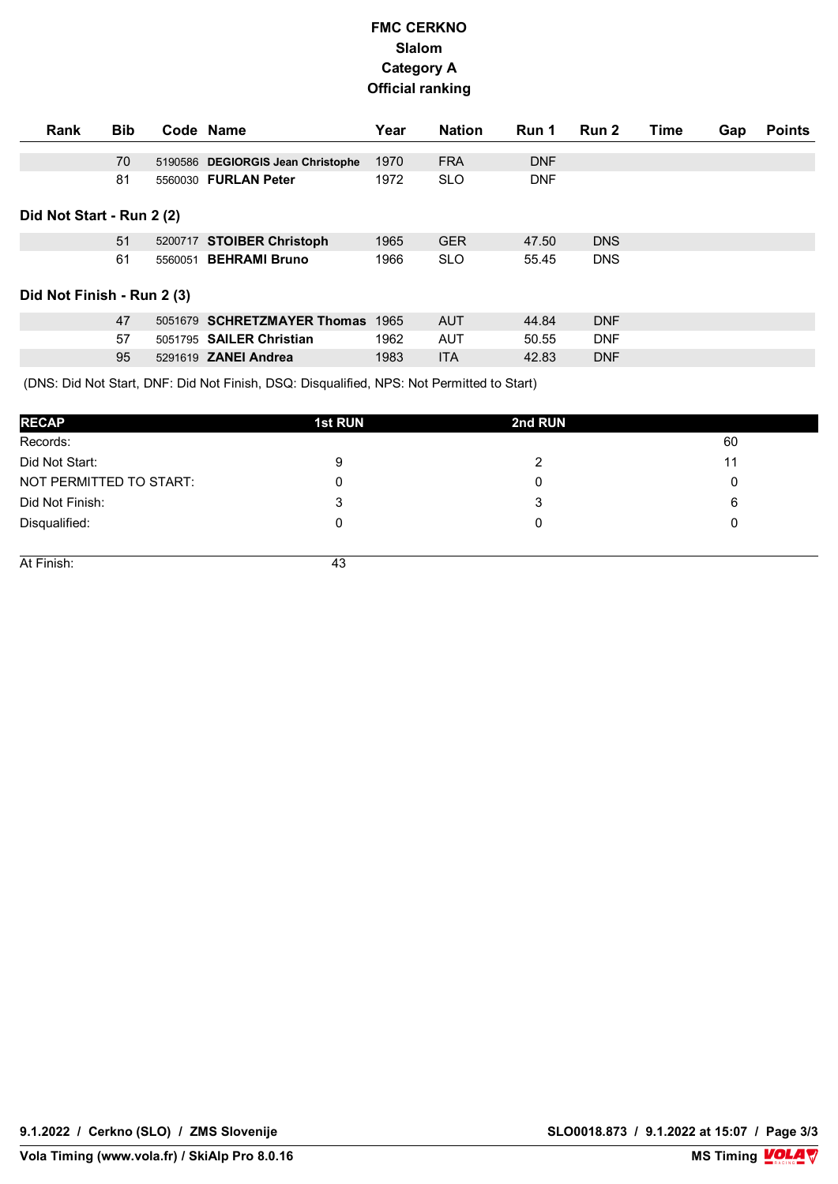# FMC CERKNO
## Slalom
## Category A
## Official ranking

| Rank | Bib | Code | Name | Year | Nation | Run 1 | Run 2 | Time | Gap | Points |
|---|---|---|---|---|---|---|---|---|---|---|
| | 70 | 5190586 | **DEGIORGIS Jean Christophe** | 1970 | FRA | DNF | | | | |
| | 81 | 5560030 | **FURLAN Peter** | 1972 | SLO | DNF | | | | |

**Did Not Start - Run 2 (2)**

| Rank | Bib | Code | Name | Year | Nation | Run 1 | Run 2 | Time | Gap | Points |
|---|---|---|---|---|---|---|---|---|---|---|
| | 51 | 5200717 | **STOIBER Christoph** | 1965 | GER | 47.50 | DNS | | | |
| | 61 | 5560051 | **BEHRAMI Bruno** | 1966 | SLO | 55.45 | DNS | | | |

**Did Not Finish - Run 2 (3)**

| Rank | Bib | Code | Name | Year | Nation | Run 1 | Run 2 | Time | Gap | Points |
|---|---|---|---|---|---|---|---|---|---|---|
| | 47 | 5051679 | **SCHRETZMAYER Thomas** | 1965 | AUT | 44.84 | DNF | | | |
| | 57 | 5051795 | **SAILER Christian** | 1962 | AUT | 50.55 | DNF | | | |
| | 95 | 5291619 | **ZANEI Andrea** | 1983 | ITA | 42.83 | DNF | | | |

(DNS: Did Not Start, DNF: Did Not Finish, DSQ: Disqualified, NPS: Not Permitted to Start)

| RECAP | 1st RUN | 2nd RUN | |
|---|---|---|---|
| Records: | | | 60 |
| Did Not Start: | 9 | 2 | 11 |
| NOT PERMITTED TO START: | 0 | 0 | 0 |
| Did Not Finish: | 3 | 3 | 6 |
| Disqualified: | 0 | 0 | 0 |
| At Finish: | 43 | | |

9.1.2022 / Cerkno (SLO) / ZMS Slovenije

SLO0018.873 / 9.1.2022 at 15:07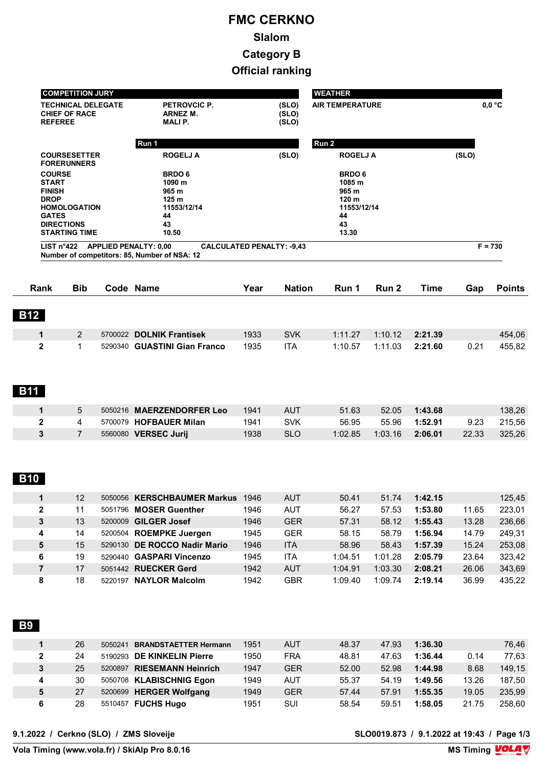# FMC CERKNO

## Slalom

## Category B

## Official ranking

| COMPETITION JURY | | | WEATHER | |
|---|---|---|---|---|
| TECHNICAL DELEGATE | PETROVCIC P. | (SLO) | AIR TEMPERATURE | 0,0 °C |
| CHIEF OF RACE | ARNEZ M. | (SLO) | | |
| REFEREE | MALI P. | (SLO) | | |

| | Run 1 | | Run 2 | |
|---|---|---|---|---|
| COURSESETTER | ROGELJ A | (SLO) | ROGELJ A | (SLO) |
| FORERUNNERS | | | | |
| COURSE | BRDO 6 | | BRDO 6 | |
| START | 1090 m | | 1085 m | |
| FINISH | 965 m | | 965 m | |
| DROP | 125 m | | 120 m | |
| HOMOLOGATION | 11553/12/14 | | 11553/12/14 | |
| GATES | 44 | | 44 | |
| DIRECTIONS | 43 | | 43 | |
| STARTING TIME | 10.50 | | 13.30 | |

LIST n°422 APPLIED PENALTY: 0,00 CALCULATED PENALTY: -9,43 F = 730

Number of competitors: 85, Number of NSA: 12

| Rank | Bib | Code | Name | Year | Nation | Run 1 | Run 2 | Time | Gap | Points |
|---|---|---|---|---|---|---|---|---|---|---|
| **B12** | | | | | | | | | | |
| 1 | 2 | 5700022 | **DOLNIK Frantisek** | 1933 | SVK | 1:11.27 | 1:10.12 | **2:21.39** | | 454,06 |
| 2 | 1 | 5290340 | **GUASTINI Gian Franco** | 1935 | ITA | 1:10.57 | 1:11.03 | **2:21.60** | 0.21 | 455,82 |
| **B11** | | | | | | | | | | |
| 1 | 5 | 5050216 | **MAERZENDORFER Leo** | 1941 | AUT | 51.63 | 52.05 | **1:43.68** | | 138,26 |
| 2 | 4 | 5700079 | **HOFBAUER Milan** | 1941 | SVK | 56.95 | 55.96 | **1:52.91** | 9.23 | 215,56 |
| 3 | 7 | 5560080 | **VERSEC Jurij** | 1938 | SLO | 1:02.85 | 1:03.16 | **2:06.01** | 22.33 | 325,26 |
| **B10** | | | | | | | | | | |
| 1 | 12 | 5050056 | **KERSCHBAUMER Markus** | 1946 | AUT | 50.41 | 51.74 | **1:42.15** | | 125,45 |
| 2 | 11 | 5051796 | **MOSER Guenther** | 1946 | AUT | 56.27 | 57.53 | **1:53.80** | 11.65 | 223,01 |
| 3 | 13 | 5200009 | **GILGER Josef** | 1946 | GER | 57.31 | 58.12 | **1:55.43** | 13.28 | 236,66 |
| 4 | 14 | 5200504 | **ROEMPKE Juergen** | 1945 | GER | 58.15 | 58.79 | **1:56.94** | 14.79 | 249,31 |
| 5 | 15 | 5290130 | **DE ROCCO Nadir Mario** | 1946 | ITA | 58.96 | 58.43 | **1:57.39** | 15.24 | 253,08 |
| 6 | 19 | 5290440 | **GASPARI Vincenzo** | 1945 | ITA | 1:04.51 | 1:01.28 | **2:05.79** | 23.64 | 323,42 |
| 7 | 17 | 5051442 | **RUECKER Gerd** | 1942 | AUT | 1:04.91 | 1:03.30 | **2:08.21** | 26.06 | 343,69 |
| 8 | 18 | 5220197 | **NAYLOR Malcolm** | 1942 | GBR | 1:09.40 | 1:09.74 | **2:19.14** | 36.99 | 435,22 |
| **B9** | | | | | | | | | | |
| 1 | 26 | 5050241 | **BRANDSTAETTER Hermann** | 1951 | AUT | 48.37 | 47.93 | **1:36.30** | | 76,46 |
| 2 | 24 | 5190293 | **DE KINKELIN Pierre** | 1950 | FRA | 48.81 | 47.63 | **1:36.44** | 0.14 | 77,63 |
| 3 | 25 | 5200897 | **RIESEMANN Heinrich** | 1947 | GER | 52.00 | 52.98 | **1:44.98** | 8.68 | 149,15 |
| 4 | 30 | 5050708 | **KLABISCHNIG Egon** | 1949 | AUT | 55.37 | 54.19 | **1:49.56** | 13.26 | 187,50 |
| 5 | 27 | 5200699 | **HERGER Wolfgang** | 1949 | GER | 57.44 | 57.91 | **1:55.35** | 19.05 | 235,99 |
| 6 | 28 | 5510457 | **FUCHS Hugo** | 1951 | SUI | 58.54 | 59.51 | **1:58.05** | 21.75 | 258,60 |

9.1.2022 / Cerkno (SLO) / ZMS Sloveije SLO0019.873 / 9.1.2022 at 19:43

Vola Timing (www.vola.fr) / SkiAlp Pro 8.0.16 MS Timing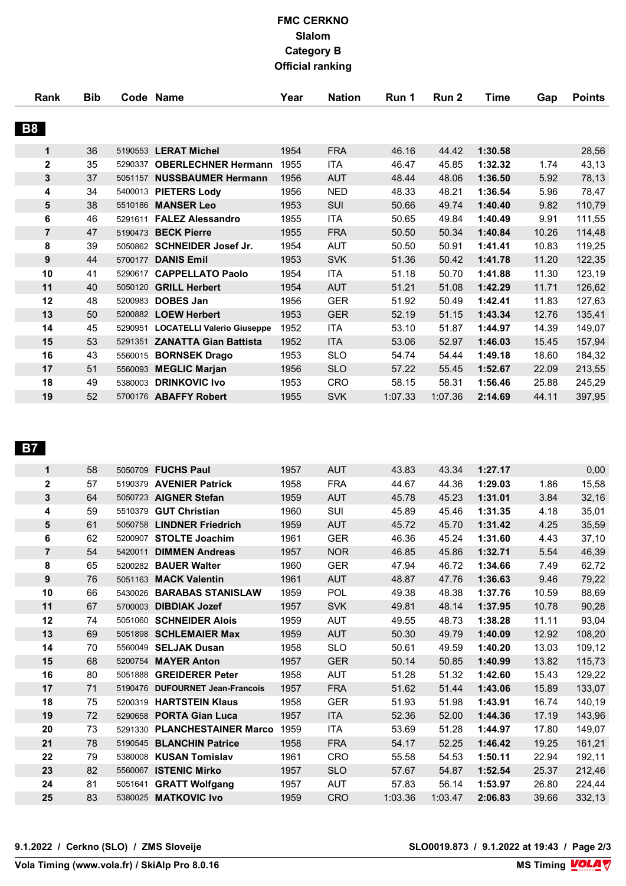# FMC CERKNO
## Slalom
## Category B
## Official ranking

### B8

| Rank | Bib | Code | Name | Year | Nation | Run 1 | Run 2 | Time | Gap | Points |
|---|---|---|---|---|---|---|---|---|---|---|
| 1 | 36 | 5190553 | **LERAT Michel** | 1954 | FRA | 46.16 | 44.42 | **1:30.58** | | 28,56 |
| 2 | 35 | 5290337 | **OBERLECHNER Hermann** | 1955 | ITA | 46.47 | 45.85 | **1:32.32** | 1.74 | 43,13 |
| 3 | 37 | 5051157 | **NUSSBAUMER Hermann** | 1956 | AUT | 48.44 | 48.06 | **1:36.50** | 5.92 | 78,13 |
| 4 | 34 | 5400013 | **PIETERS Lody** | 1956 | NED | 48.33 | 48.21 | **1:36.54** | 5.96 | 78,47 |
| 5 | 38 | 5510186 | **MANSER Leo** | 1953 | SUI | 50.66 | 49.74 | **1:40.40** | 9.82 | 110,79 |
| 6 | 46 | 5291611 | **FALEZ Alessandro** | 1955 | ITA | 50.65 | 49.84 | **1:40.49** | 9.91 | 111,55 |
| 7 | 47 | 5190473 | **BECK Pierre** | 1955 | FRA | 50.50 | 50.34 | **1:40.84** | 10.26 | 114,48 |
| 8 | 39 | 5050862 | **SCHNEIDER Josef Jr.** | 1954 | AUT | 50.50 | 50.91 | **1:41.41** | 10.83 | 119,25 |
| 9 | 44 | 5700177 | **DANIS Emil** | 1953 | SVK | 51.36 | 50.42 | **1:41.78** | 11.20 | 122,35 |
| 10 | 41 | 5290617 | **CAPPELLATO Paolo** | 1954 | ITA | 51.18 | 50.70 | **1:41.88** | 11.30 | 123,19 |
| 11 | 40 | 5050120 | **GRILL Herbert** | 1954 | AUT | 51.21 | 51.08 | **1:42.29** | 11.71 | 126,62 |
| 12 | 48 | 5200983 | **DOBES Jan** | 1956 | GER | 51.92 | 50.49 | **1:42.41** | 11.83 | 127,63 |
| 13 | 50 | 5200882 | **LOEW Herbert** | 1953 | GER | 52.19 | 51.15 | **1:43.34** | 12.76 | 135,41 |
| 14 | 45 | 5290951 | **LOCATELLI Valerio Giuseppe** | 1952 | ITA | 53.10 | 51.87 | **1:44.97** | 14.39 | 149,07 |
| 15 | 53 | 5291351 | **ZANATTA Gian Battista** | 1952 | ITA | 53.06 | 52.97 | **1:46.03** | 15.45 | 157,94 |
| 16 | 43 | 5560015 | **BORNSEK Drago** | 1953 | SLO | 54.74 | 54.44 | **1:49.18** | 18.60 | 184,32 |
| 17 | 51 | 5560093 | **MEGLIC Marjan** | 1956 | SLO | 57.22 | 55.45 | **1:52.67** | 22.09 | 213,55 |
| 18 | 49 | 5380003 | **DRINKOVIC Ivo** | 1953 | CRO | 58.15 | 58.31 | **1:56.46** | 25.88 | 245,29 |
| 19 | 52 | 5700176 | **ABAFFY Robert** | 1955 | SVK | 1:07.33 | 1:07.36 | **2:14.69** | 44.11 | 397,95 |

### B7

| Rank | Bib | Code | Name | Year | Nation | Run 1 | Run 2 | Time | Gap | Points |
|---|---|---|---|---|---|---|---|---|---|---|
| 1 | 58 | 5050709 | **FUCHS Paul** | 1957 | AUT | 43.83 | 43.34 | **1:27.17** | | 0,00 |
| 2 | 57 | 5190379 | **AVENIER Patrick** | 1958 | FRA | 44.67 | 44.36 | **1:29.03** | 1.86 | 15,58 |
| 3 | 64 | 5050723 | **AIGNER Stefan** | 1959 | AUT | 45.78 | 45.23 | **1:31.01** | 3.84 | 32,16 |
| 4 | 59 | 5510379 | **GUT Christian** | 1960 | SUI | 45.89 | 45.46 | **1:31.35** | 4.18 | 35,01 |
| 5 | 61 | 5050758 | **LINDNER Friedrich** | 1959 | AUT | 45.72 | 45.70 | **1:31.42** | 4.25 | 35,59 |
| 6 | 62 | 5200907 | **STOLTE Joachim** | 1961 | GER | 46.36 | 45.24 | **1:31.60** | 4.43 | 37,10 |
| 7 | 54 | 5420011 | **DIMMEN Andreas** | 1957 | NOR | 46.85 | 45.86 | **1:32.71** | 5.54 | 46,39 |
| 8 | 65 | 5200282 | **BAUER Walter** | 1960 | GER | 47.94 | 46.72 | **1:34.66** | 7.49 | 62,72 |
| 9 | 76 | 5051163 | **MACK Valentin** | 1961 | AUT | 48.87 | 47.76 | **1:36.63** | 9.46 | 79,22 |
| 10 | 66 | 5430026 | **BARABAS STANISLAW** | 1959 | POL | 49.38 | 48.38 | **1:37.76** | 10.59 | 88,69 |
| 11 | 67 | 5700003 | **DIBDIAK Jozef** | 1957 | SVK | 49.81 | 48.14 | **1:37.95** | 10.78 | 90,28 |
| 12 | 74 | 5051060 | **SCHNEIDER Alois** | 1959 | AUT | 49.55 | 48.73 | **1:38.28** | 11.11 | 93,04 |
| 13 | 69 | 5051898 | **SCHLEMAIER Max** | 1959 | AUT | 50.30 | 49.79 | **1:40.09** | 12.92 | 108,20 |
| 14 | 70 | 5560049 | **SELJAK Dusan** | 1958 | SLO | 50.61 | 49.59 | **1:40.20** | 13.03 | 109,12 |
| 15 | 68 | 5200754 | **MAYER Anton** | 1957 | GER | 50.14 | 50.85 | **1:40.99** | 13.82 | 115,73 |
| 16 | 80 | 5051888 | **GREIDERER Peter** | 1958 | AUT | 51.28 | 51.32 | **1:42.60** | 15.43 | 129,22 |
| 17 | 71 | 5190476 | **DUFOURNET Jean-Francois** | 1957 | FRA | 51.62 | 51.44 | **1:43.06** | 15.89 | 133,07 |
| 18 | 75 | 5200319 | **HARTSTEIN Klaus** | 1958 | GER | 51.93 | 51.98 | **1:43.91** | 16.74 | 140,19 |
| 19 | 72 | 5290658 | **PORTA Gian Luca** | 1957 | ITA | 52.36 | 52.00 | **1:44.36** | 17.19 | 143,96 |
| 20 | 73 | 5291330 | **PLANCHESTAINER Marco** | 1959 | ITA | 53.69 | 51.28 | **1:44.97** | 17.80 | 149,07 |
| 21 | 78 | 5190545 | **BLANCHIN Patrice** | 1958 | FRA | 54.17 | 52.25 | **1:46.42** | 19.25 | 161,21 |
| 22 | 79 | 5380008 | **KUSAN Tomislav** | 1961 | CRO | 55.58 | 54.53 | **1:50.11** | 22.94 | 192,11 |
| 23 | 82 | 5560067 | **ISTENIC Mirko** | 1957 | SLO | 57.67 | 54.87 | **1:52.54** | 25.37 | 212,46 |
| 24 | 81 | 5051641 | **GRATT Wolfgang** | 1957 | AUT | 57.83 | 56.14 | **1:53.97** | 26.80 | 224,44 |
| 25 | 83 | 5380025 | **MATKOVIC Ivo** | 1959 | CRO | 1:03.36 | 1:03.47 | **2:06.83** | 39.66 | 332,13 |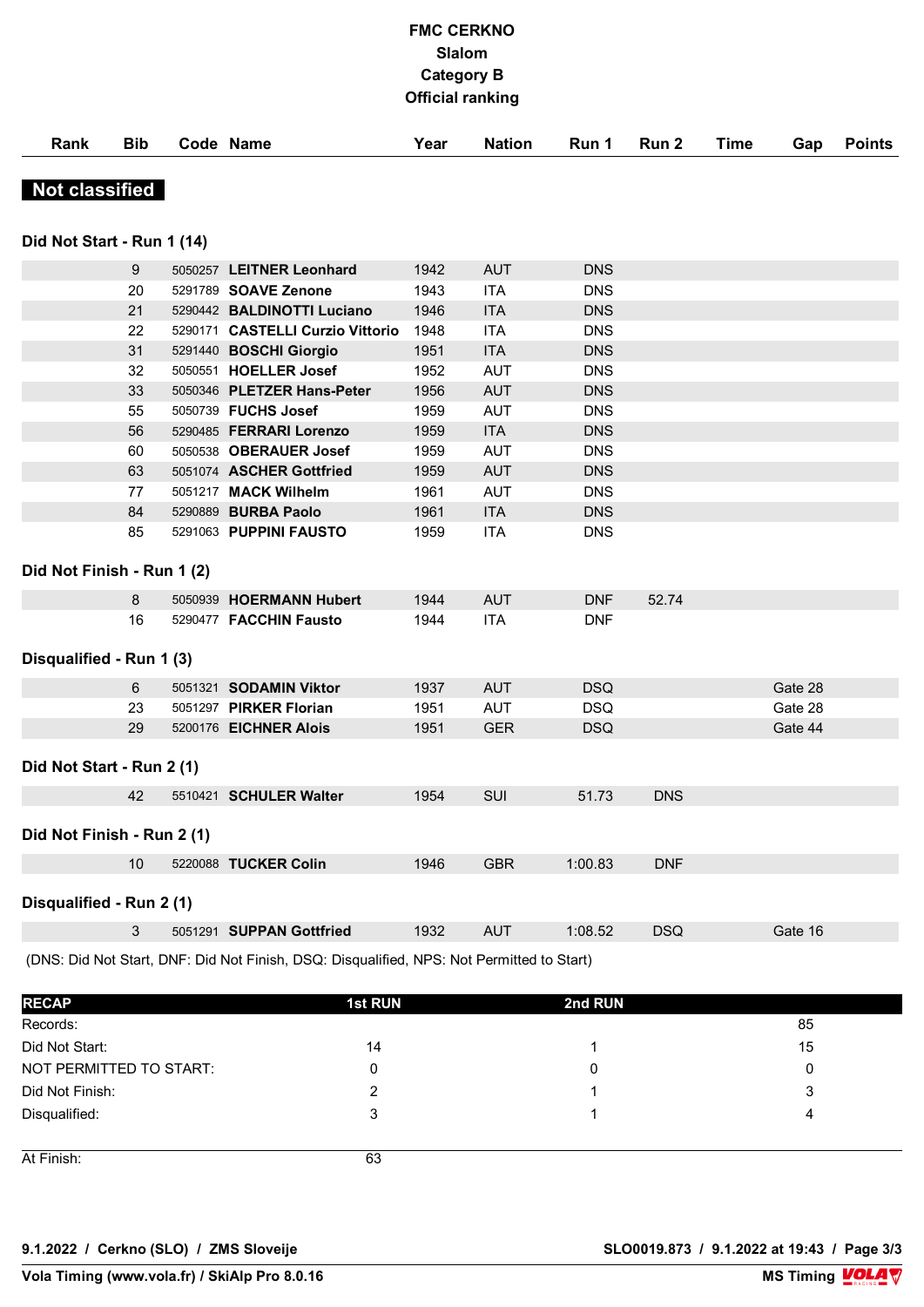# FMC CERKNO
## Slalom
## Category B
## Official ranking

**Not classified**

### Did Not Start - Run 1 (14)

| Rank | Bib | Code | Name | Year | Nation | Run 1 | Run 2 | Time | Gap | Points |
|---|---|---|---|---|---|---|---|---|---|---|
| | 9 | 5050257 | **LEITNER Leonhard** | 1942 | AUT | DNS | | | | |
| | 20 | 5291789 | **SOAVE Zenone** | 1943 | ITA | DNS | | | | |
| | 21 | 5290442 | **BALDINOTTI Luciano** | 1946 | ITA | DNS | | | | |
| | 22 | 5290171 | **CASTELLI Curzio Vittorio** | 1948 | ITA | DNS | | | | |
| | 31 | 5291440 | **BOSCHI Giorgio** | 1951 | ITA | DNS | | | | |
| | 32 | 5050551 | **HOELLER Josef** | 1952 | AUT | DNS | | | | |
| | 33 | 5050346 | **PLETZER Hans-Peter** | 1956 | AUT | DNS | | | | |
| | 55 | 5050739 | **FUCHS Josef** | 1959 | AUT | DNS | | | | |
| | 56 | 5290485 | **FERRARI Lorenzo** | 1959 | ITA | DNS | | | | |
| | 60 | 5050538 | **OBERAUER Josef** | 1959 | AUT | DNS | | | | |
| | 63 | 5051074 | **ASCHER Gottfried** | 1959 | AUT | DNS | | | | |
| | 77 | 5051217 | **MACK Wilhelm** | 1961 | AUT | DNS | | | | |
| | 84 | 5290889 | **BURBA Paolo** | 1961 | ITA | DNS | | | | |
| | 85 | 5291063 | **PUPPINI FAUSTO** | 1959 | ITA | DNS | | | | |

### Did Not Finish - Run 1 (2)

| Rank | Bib | Code | Name | Year | Nation | Run 1 | Run 2 | Time | Gap | Points |
|---|---|---|---|---|---|---|---|---|---|---|
| | 8 | 5050939 | **HOERMANN Hubert** | 1944 | AUT | DNF | 52.74 | | | |
| | 16 | 5290477 | **FACCHIN Fausto** | 1944 | ITA | DNF | | | | |

### Disqualified - Run 1 (3)

| Rank | Bib | Code | Name | Year | Nation | Run 1 | Run 2 | Time | Gap | Points |
|---|---|---|---|---|---|---|---|---|---|---|
| | 6 | 5051321 | **SODAMIN Viktor** | 1937 | AUT | DSQ | | | Gate 28 | |
| | 23 | 5051297 | **PIRKER Florian** | 1951 | AUT | DSQ | | | Gate 28 | |
| | 29 | 5200176 | **EICHNER Alois** | 1951 | GER | DSQ | | | Gate 44 | |

### Did Not Start - Run 2 (1)

| Rank | Bib | Code | Name | Year | Nation | Run 1 | Run 2 | Time | Gap | Points |
|---|---|---|---|---|---|---|---|---|---|---|
| | 42 | 5510421 | **SCHULER Walter** | 1954 | SUI | 51.73 | DNS | | | |

### Did Not Finish - Run 2 (1)

| Rank | Bib | Code | Name | Year | Nation | Run 1 | Run 2 | Time | Gap | Points |
|---|---|---|---|---|---|---|---|---|---|---|
| | 10 | 5220088 | **TUCKER Colin** | 1946 | GBR | 1:00.83 | DNF | | | |

### Disqualified - Run 2 (1)

| Rank | Bib | Code | Name | Year | Nation | Run 1 | Run 2 | Time | Gap | Points |
|---|---|---|---|---|---|---|---|---|---|---|
| | 3 | 5051291 | **SUPPAN Gottfried** | 1932 | AUT | 1:08.52 | DSQ | | Gate 16 | |

(DNS: Did Not Start, DNF: Did Not Finish, DSQ: Disqualified, NPS: Not Permitted to Start)

| RECAP | 1st RUN | 2nd RUN | |
|---|---|---|---|
| Records: | | | 85 |
| Did Not Start: | 14 | 1 | 15 |
| NOT PERMITTED TO START: | 0 | 0 | 0 |
| Did Not Finish: | 2 | 1 | 3 |
| Disqualified: | 3 | 1 | 4 |
| At Finish: | 63 | | |

9.1.2022 / Cerkno (SLO) / ZMS Sloveije — SLO0019.873 / 9.1.2022 at 19:43

Vola Timing (www.vola.fr) / SkiAlp Pro 8.0.16 — MS Timing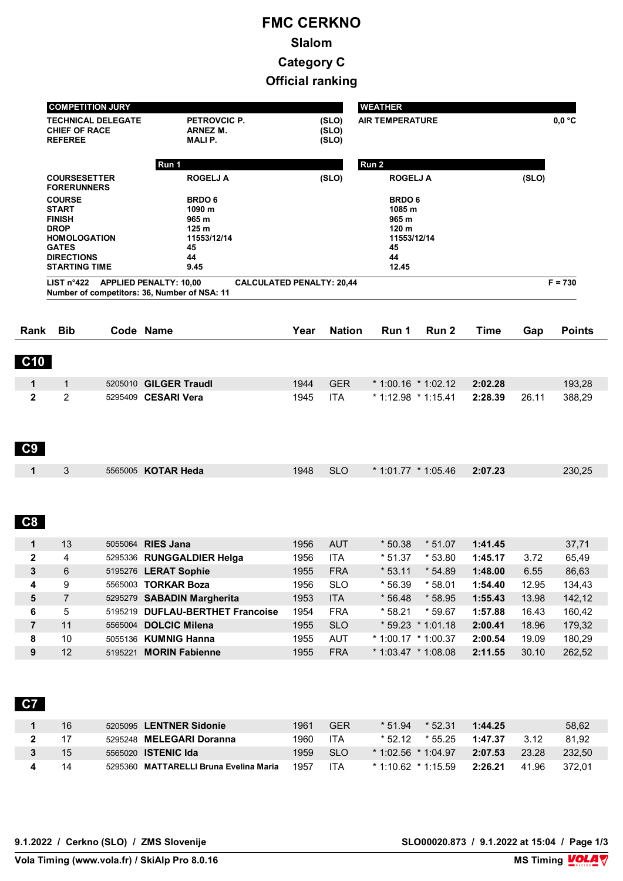# FMC CERKNO

## Slalom

## Category C

## Official ranking

| COMPETITION JURY | | | WEATHER | |
|---|---|---|---|---|
| TECHNICAL DELEGATE | PETROVCIC P. | (SLO) | AIR TEMPERATURE | 0,0 °C |
| CHIEF OF RACE | ARNEZ M. | (SLO) | | |
| REFEREE | MALI P. | (SLO) | | |

| | Run 1 | | Run 2 | |
|---|---|---|---|---|
| COURSESETTER | ROGELJ A | (SLO) | ROGELJ A | (SLO) |
| FORERUNNERS | | | | |
| COURSE | BRDO 6 | | BRDO 6 | |
| START | 1090 m | | 1085 m | |
| FINISH | 965 m | | 965 m | |
| DROP | 125 m | | 120 m | |
| HOMOLOGATION | 11553/12/14 | | 11553/12/14 | |
| GATES | 45 | | 45 | |
| DIRECTIONS | 44 | | 44 | |
| STARTING TIME | 9.45 | | 12.45 | |

LIST n°422 APPLIED PENALTY: 10,00 CALCULATED PENALTY: 20,44 F = 730

Number of competitors: 36, Number of NSA: 11

| Rank | Bib | Code | Name | Year | Nation | Run 1 | Run 2 | Time | Gap | Points |
|---|---|---|---|---|---|---|---|---|---|---|
| **C10** | | | | | | | | | | |
| 1 | 1 | 5205010 | **GILGER Traudl** | 1944 | GER | * 1:00.16 | * 1:02.12 | **2:02.28** | | 193,28 |
| 2 | 2 | 5295409 | **CESARI Vera** | 1945 | ITA | * 1:12.98 | * 1:15.41 | **2:28.39** | 26.11 | 388,29 |
| **C9** | | | | | | | | | | |
| 1 | 3 | 5565005 | **KOTAR Heda** | 1948 | SLO | * 1:01.77 | * 1:05.46 | **2:07.23** | | 230,25 |
| **C8** | | | | | | | | | | |
| 1 | 13 | 5055064 | **RIES Jana** | 1956 | AUT | * 50.38 | * 51.07 | **1:41.45** | | 37,71 |
| 2 | 4 | 5295336 | **RUNGGALDIER Helga** | 1956 | ITA | * 51.37 | * 53.80 | **1:45.17** | 3.72 | 65,49 |
| 3 | 6 | 5195276 | **LERAT Sophie** | 1955 | FRA | * 53.11 | * 54.89 | **1:48.00** | 6.55 | 86,63 |
| 4 | 9 | 5565003 | **TORKAR Boza** | 1956 | SLO | * 56.39 | * 58.01 | **1:54.40** | 12.95 | 134,43 |
| 5 | 7 | 5295279 | **SABADIN Margherita** | 1953 | ITA | * 56.48 | * 58.95 | **1:55.43** | 13.98 | 142,12 |
| 6 | 5 | 5195219 | **DUFLAU-BERTHET Francoise** | 1954 | FRA | * 58.21 | * 59.67 | **1:57.88** | 16.43 | 160,42 |
| 7 | 11 | 5565004 | **DOLCIC Milena** | 1955 | SLO | * 59.23 | * 1:01.18 | **2:00.41** | 18.96 | 179,32 |
| 8 | 10 | 5055136 | **KUMNIG Hanna** | 1955 | AUT | * 1:00.17 | * 1:00.37 | **2:00.54** | 19.09 | 180,29 |
| 9 | 12 | 5195221 | **MORIN Fabienne** | 1955 | FRA | * 1:03.47 | * 1:08.08 | **2:11.55** | 30.10 | 262,52 |
| **C7** | | | | | | | | | | |
| 1 | 16 | 5205095 | **LENTNER Sidonie** | 1961 | GER | * 51.94 | * 52.31 | **1:44.25** | | 58,62 |
| 2 | 17 | 5295248 | **MELEGARI Doranna** | 1960 | ITA | * 52.12 | * 55.25 | **1:47.37** | 3.12 | 81,92 |
| 3 | 15 | 5565020 | **ISTENIC Ida** | 1959 | SLO | * 1:02.56 | * 1:04.97 | **2:07.53** | 23.28 | 232,50 |
| 4 | 14 | 5295360 | **MATTARELLI Bruna Evelina Maria** | 1957 | ITA | * 1:10.62 | * 1:15.59 | **2:26.21** | 41.96 | 372,01 |

9.1.2022 / Cerkno (SLO) / ZMS Slovenije — SLO00020.873 / 9.1.2022 at 15:04

Vola Timing (www.vola.fr) / SkiAlp Pro 8.0.16 — MS Timing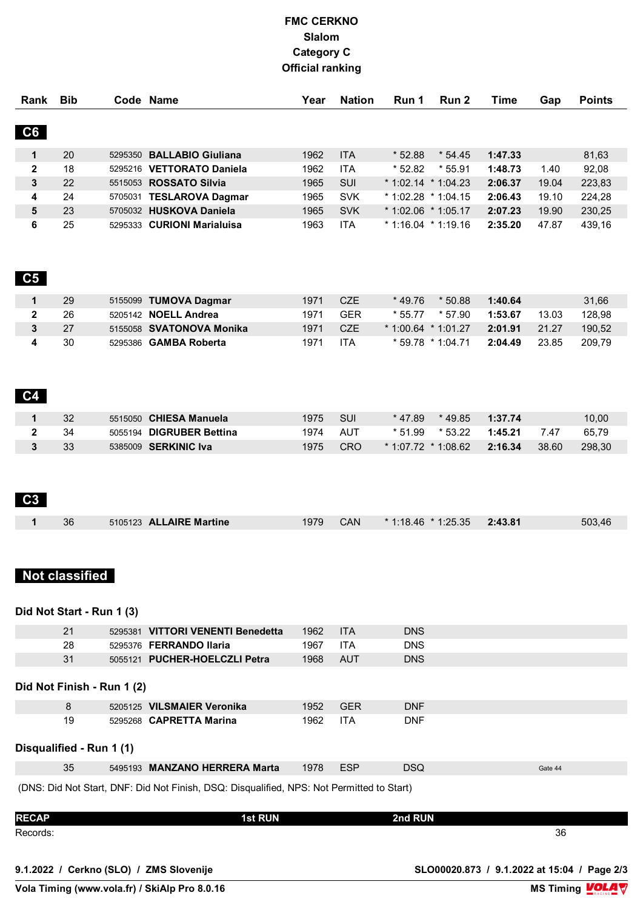# FMC CERKNO
## Slalom
## Category C
## Official ranking

| Rank | Bib | Code | Name | Year | Nation | Run 1 | Run 2 | Time | Gap | Points |
|---|---|---|---|---|---|---|---|---|---|---|
| **C6** | | | | | | | | | | |
| 1 | 20 | 5295350 | **BALLABIO Giuliana** | 1962 | ITA | * 52.88 | * 54.45 | **1:47.33** | | 81,63 |
| 2 | 18 | 5295216 | **VETTORATO Daniela** | 1962 | ITA | * 52.82 | * 55.91 | **1:48.73** | 1.40 | 92,08 |
| 3 | 22 | 5515053 | **ROSSATO Silvia** | 1965 | SUI | * 1:02.14 | * 1:04.23 | **2:06.37** | 19.04 | 223,83 |
| 4 | 24 | 5705031 | **TESLAROVA Dagmar** | 1965 | SVK | * 1:02.28 | * 1:04.15 | **2:06.43** | 19.10 | 224,28 |
| 5 | 23 | 5705032 | **HUSKOVA Daniela** | 1965 | SVK | * 1:02.06 | * 1:05.17 | **2:07.23** | 19.90 | 230,25 |
| 6 | 25 | 5295333 | **CURIONI Marialuisa** | 1963 | ITA | * 1:16.04 | * 1:19.16 | **2:35.20** | 47.87 | 439,16 |
| **C5** | | | | | | | | | | |
| 1 | 29 | 5155099 | **TUMOVA Dagmar** | 1971 | CZE | * 49.76 | * 50.88 | **1:40.64** | | 31,66 |
| 2 | 26 | 5205142 | **NOELL Andrea** | 1971 | GER | * 55.77 | * 57.90 | **1:53.67** | 13.03 | 128,98 |
| 3 | 27 | 5155058 | **SVATONOVA Monika** | 1971 | CZE | * 1:00.64 | * 1:01.27 | **2:01.91** | 21.27 | 190,52 |
| 4 | 30 | 5295386 | **GAMBA Roberta** | 1971 | ITA | * 59.78 | * 1:04.71 | **2:04.49** | 23.85 | 209,79 |
| **C4** | | | | | | | | | | |
| 1 | 32 | 5515050 | **CHIESA Manuela** | 1975 | SUI | * 47.89 | * 49.85 | **1:37.74** | | 10,00 |
| 2 | 34 | 5055194 | **DIGRUBER Bettina** | 1974 | AUT | * 51.99 | * 53.22 | **1:45.21** | 7.47 | 65,79 |
| 3 | 33 | 5385009 | **SERKINIC Iva** | 1975 | CRO | * 1:07.72 | * 1:08.62 | **2:16.34** | 38.60 | 298,30 |
| **C3** | | | | | | | | | | |
| 1 | 36 | 5105123 | **ALLAIRE Martine** | 1979 | CAN | * 1:18.46 | * 1:25.35 | **2:43.81** | | 503,46 |

## Not classified

### Did Not Start - Run 1 (3)

| Bib | Code | Name | Year | Nation | Run 1 |
|---|---|---|---|---|---|
| 21 | 5295381 | **VITTORI VENENTI Benedetta** | 1962 | ITA | DNS |
| 28 | 5295376 | **FERRANDO Ilaria** | 1967 | ITA | DNS |
| 31 | 5055121 | **PUCHER-HOELCZLI Petra** | 1968 | AUT | DNS |

### Did Not Finish - Run 1 (2)

| Bib | Code | Name | Year | Nation | Run 1 |
|---|---|---|---|---|---|
| 8 | 5205125 | **VILSMAIER Veronika** | 1952 | GER | DNF |
| 19 | 5295268 | **CAPRETTA Marina** | 1962 | ITA | DNF |

### Disqualified - Run 1 (1)

| Bib | Code | Name | Year | Nation | Run 1 | Gap |
|---|---|---|---|---|---|---|
| 35 | 5495193 | **MANZANO HERRERA Marta** | 1978 | ESP | DSQ | Gate 44 |

(DNS: Did Not Start, DNF: Did Not Finish, DSQ: Disqualified, NPS: Not Permitted to Start)

| RECAP | 1st RUN | 2nd RUN | |
|---|---|---|---|
| Records: | | | 36 |

9.1.2022 / Cerkno (SLO) / ZMS Slovenije

SLO00020.873 / 9.1.2022 at 15:04

Vola Timing (www.vola.fr) / SkiAlp Pro 8.0.16

MS Timing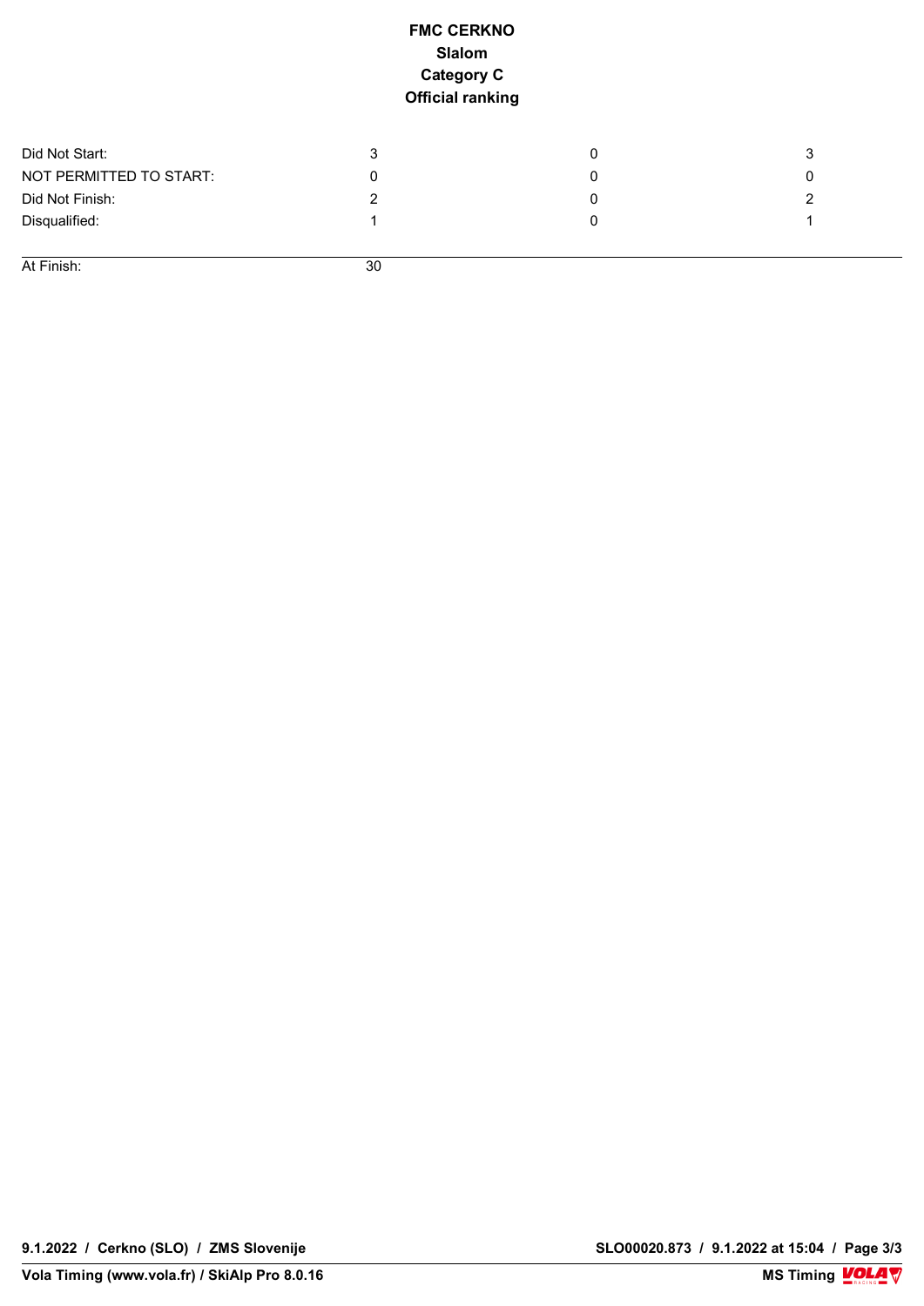**FMC CERKNO**
**Slalom**
**Category C**
**Official ranking**

| | | | |
|---|---|---|---|
| Did Not Start: | 3 | 0 | 3 |
| NOT PERMITTED TO START: | 0 | 0 | 0 |
| Did Not Finish: | 2 | 0 | 2 |
| Disqualified: | 1 | 0 | 1 |
| At Finish: | 30 | | |